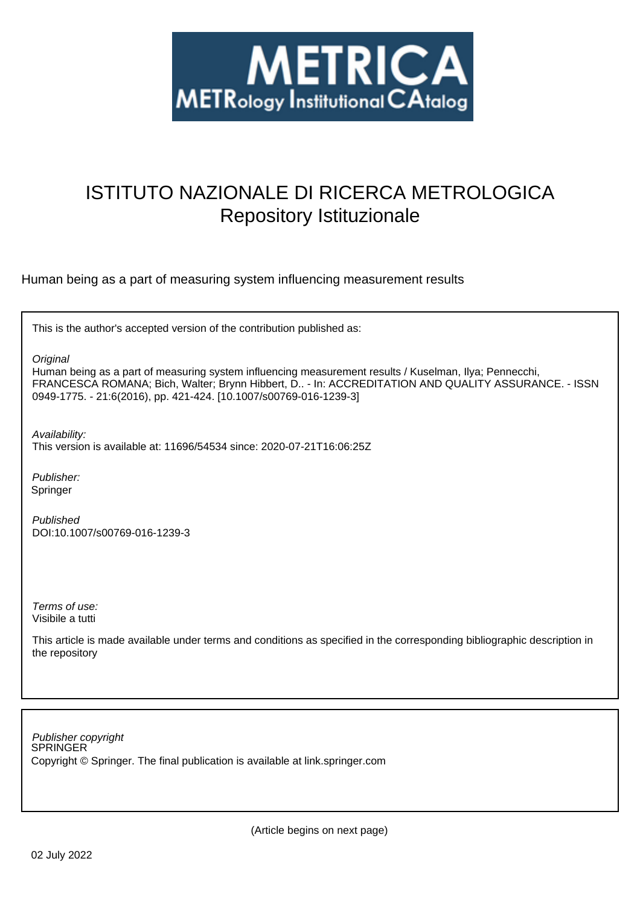# METRICA

METRology Institutional CAtalog

# ISTITUTO NAZIONALE DI RICERCA METROLOGICA
Repository Istituzionale

Human being as a part of measuring system influencing measurement results

This is the author's accepted version of the contribution published as:

*Original*
Human being as a part of measuring system influencing measurement results / Kuselman, Ilya; Pennecchi, FRANCESCA ROMANA; Bich, Walter; Brynn Hibbert, D.. - In: ACCREDITATION AND QUALITY ASSURANCE. - ISSN 0949-1775. - 21:6(2016), pp. 421-424. [10.1007/s00769-016-1239-3]

*Availability:*
This version is available at: 11696/54534 since: 2020-07-21T16:06:25Z

*Publisher:*
Springer

*Published*
DOI:10.1007/s00769-016-1239-3

*Terms of use:*
Visibile a tutti

This article is made available under terms and conditions as specified in the corresponding bibliographic description in the repository

*Publisher copyright*
SPRINGER
Copyright © Springer. The final publication is available at link.springer.com

(Article begins on next page)

02 July 2022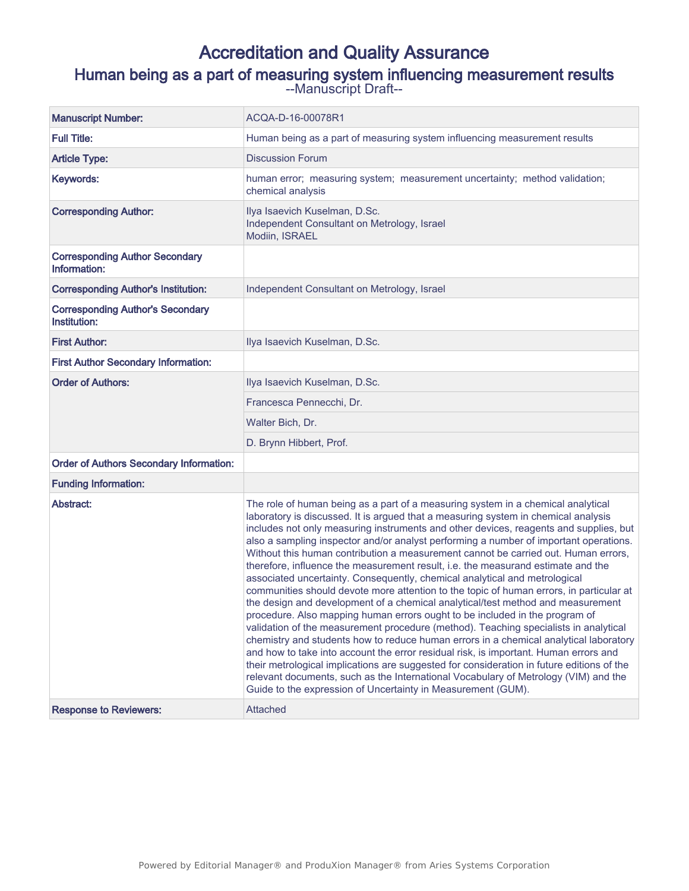# Accreditation and Quality Assurance

## Human being as a part of measuring system influencing measurement results

--Manuscript Draft--

| | |
|---|---|
| **Manuscript Number:** | ACQA-D-16-00078R1 |
| **Full Title:** | Human being as a part of measuring system influencing measurement results |
| **Article Type:** | Discussion Forum |
| **Keywords:** | human error; measuring system; measurement uncertainty; method validation; chemical analysis |
| **Corresponding Author:** | Ilya Isaevich Kuselman, D.Sc.<br>Independent Consultant on Metrology, Israel<br>Modiin, ISRAEL |
| **Corresponding Author Secondary Information:** | |
| **Corresponding Author's Institution:** | Independent Consultant on Metrology, Israel |
| **Corresponding Author's Secondary Institution:** | |
| **First Author:** | Ilya Isaevich Kuselman, D.Sc. |
| **First Author Secondary Information:** | |
| **Order of Authors:** | Ilya Isaevich Kuselman, D.Sc. |
| | Francesca Pennecchi, Dr. |
| | Walter Bich, Dr. |
| | D. Brynn Hibbert, Prof. |
| **Order of Authors Secondary Information:** | |
| **Funding Information:** | |
| **Abstract:** | The role of human being as a part of a measuring system in a chemical analytical laboratory is discussed. It is argued that a measuring system in chemical analysis includes not only measuring instruments and other devices, reagents and supplies, but also a sampling inspector and/or analyst performing a number of important operations. Without this human contribution a measurement cannot be carried out. Human errors, therefore, influence the measurement result, i.e. the measurand estimate and the associated uncertainty. Consequently, chemical analytical and metrological communities should devote more attention to the topic of human errors, in particular at the design and development of a chemical analytical/test method and measurement procedure. Also mapping human errors ought to be included in the program of validation of the measurement procedure (method). Teaching specialists in analytical chemistry and students how to reduce human errors in a chemical analytical laboratory and how to take into account the error residual risk, is important. Human errors and their metrological implications are suggested for consideration in future editions of the relevant documents, such as the International Vocabulary of Metrology (VIM) and the Guide to the expression of Uncertainty in Measurement (GUM). |
| **Response to Reviewers:** | Attached |

Powered by Editorial Manager® and ProduXion Manager® from Aries Systems Corporation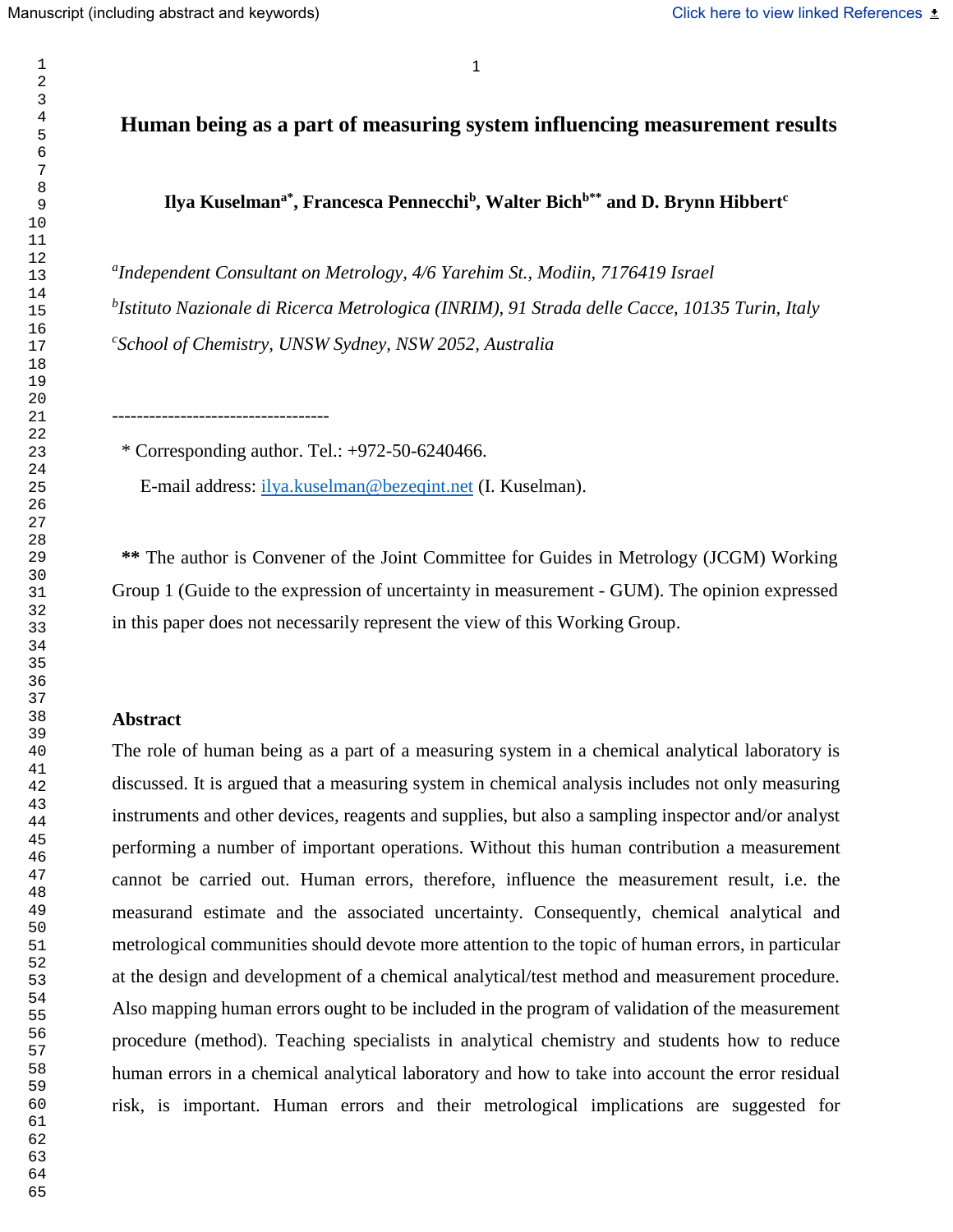# Human being as a part of measuring system influencing measurement results

**Ilya Kuselman[a*], Francesca Pennecchi[b], Walter Bich[b**] and D. Brynn Hibbert[c]**

[a]*Independent Consultant on Metrology, 4/6 Yarehim St., Modiin, 7176419 Israel*

[b]*Istituto Nazionale di Ricerca Metrologica (INRIM), 91 Strada delle Cacce, 10135 Turin, Italy*

[c]*School of Chemistry, UNSW Sydney, NSW 2052, Australia*

-----------------------------------

\* Corresponding author. Tel.: +972-50-6240466.

E-mail address: ilya.kuselman@bezeqint.net (I. Kuselman).

**\*\*** The author is Convener of the Joint Committee for Guides in Metrology (JCGM) Working Group 1 (Guide to the expression of uncertainty in measurement - GUM). The opinion expressed in this paper does not necessarily represent the view of this Working Group.

## Abstract

The role of human being as a part of a measuring system in a chemical analytical laboratory is discussed. It is argued that a measuring system in chemical analysis includes not only measuring instruments and other devices, reagents and supplies, but also a sampling inspector and/or analyst performing a number of important operations. Without this human contribution a measurement cannot be carried out. Human errors, therefore, influence the measurement result, i.e. the measurand estimate and the associated uncertainty. Consequently, chemical analytical and metrological communities should devote more attention to the topic of human errors, in particular at the design and development of a chemical analytical/test method and measurement procedure. Also mapping human errors ought to be included in the program of validation of the measurement procedure (method). Teaching specialists in analytical chemistry and students how to reduce human errors in a chemical analytical laboratory and how to take into account the error residual risk, is important. Human errors and their metrological implications are suggested for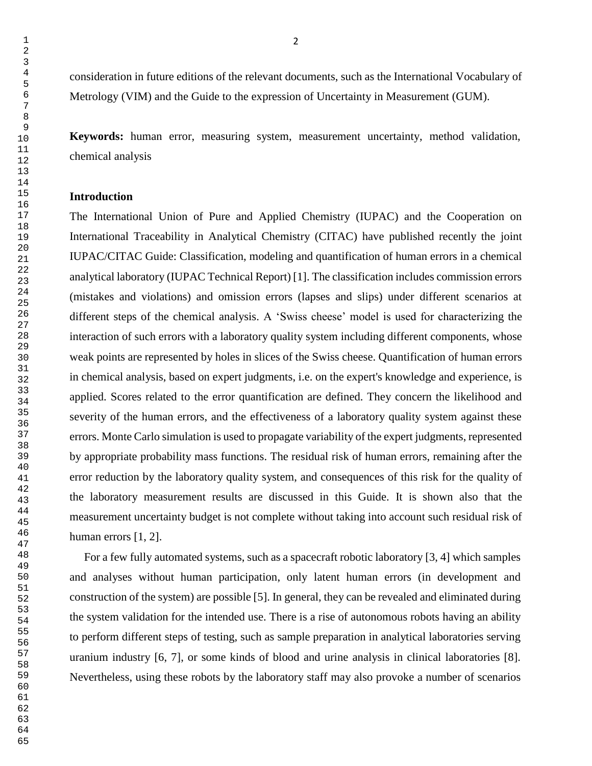consideration in future editions of the relevant documents, such as the International Vocabulary of Metrology (VIM) and the Guide to the expression of Uncertainty in Measurement (GUM).

**Keywords:** human error, measuring system, measurement uncertainty, method validation, chemical analysis

## Introduction

The International Union of Pure and Applied Chemistry (IUPAC) and the Cooperation on International Traceability in Analytical Chemistry (CITAC) have published recently the joint IUPAC/CITAC Guide: Classification, modeling and quantification of human errors in a chemical analytical laboratory (IUPAC Technical Report) [1]. The classification includes commission errors (mistakes and violations) and omission errors (lapses and slips) under different scenarios at different steps of the chemical analysis. A 'Swiss cheese' model is used for characterizing the interaction of such errors with a laboratory quality system including different components, whose weak points are represented by holes in slices of the Swiss cheese. Quantification of human errors in chemical analysis, based on expert judgments, i.e. on the expert's knowledge and experience, is applied. Scores related to the error quantification are defined. They concern the likelihood and severity of the human errors, and the effectiveness of a laboratory quality system against these errors. Monte Carlo simulation is used to propagate variability of the expert judgments, represented by appropriate probability mass functions. The residual risk of human errors, remaining after the error reduction by the laboratory quality system, and consequences of this risk for the quality of the laboratory measurement results are discussed in this Guide. It is shown also that the measurement uncertainty budget is not complete without taking into account such residual risk of human errors [1, 2].

For a few fully automated systems, such as a spacecraft robotic laboratory [3, 4] which samples and analyses without human participation, only latent human errors (in development and construction of the system) are possible [5]. In general, they can be revealed and eliminated during the system validation for the intended use. There is a rise of autonomous robots having an ability to perform different steps of testing, such as sample preparation in analytical laboratories serving uranium industry [6, 7], or some kinds of blood and urine analysis in clinical laboratories [8]. Nevertheless, using these robots by the laboratory staff may also provoke a number of scenarios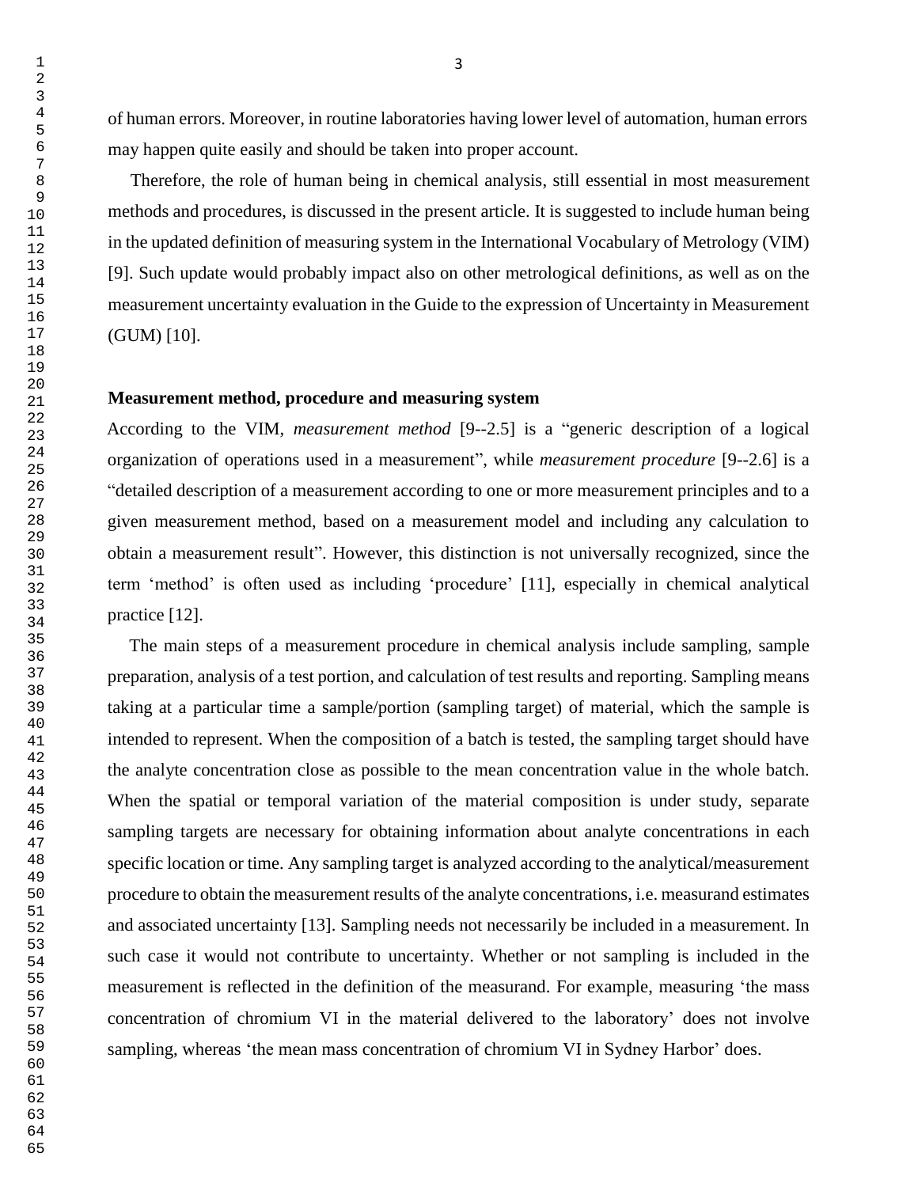of human errors. Moreover, in routine laboratories having lower level of automation, human errors may happen quite easily and should be taken into proper account.

Therefore, the role of human being in chemical analysis, still essential in most measurement methods and procedures, is discussed in the present article. It is suggested to include human being in the updated definition of measuring system in the International Vocabulary of Metrology (VIM) [9]. Such update would probably impact also on other metrological definitions, as well as on the measurement uncertainty evaluation in the Guide to the expression of Uncertainty in Measurement (GUM) [10].

## Measurement method, procedure and measuring system

According to the VIM, *measurement method* [9--2.5] is a "generic description of a logical organization of operations used in a measurement", while *measurement procedure* [9--2.6] is a "detailed description of a measurement according to one or more measurement principles and to a given measurement method, based on a measurement model and including any calculation to obtain a measurement result". However, this distinction is not universally recognized, since the term 'method' is often used as including 'procedure' [11], especially in chemical analytical practice [12].

The main steps of a measurement procedure in chemical analysis include sampling, sample preparation, analysis of a test portion, and calculation of test results and reporting. Sampling means taking at a particular time a sample/portion (sampling target) of material, which the sample is intended to represent. When the composition of a batch is tested, the sampling target should have the analyte concentration close as possible to the mean concentration value in the whole batch. When the spatial or temporal variation of the material composition is under study, separate sampling targets are necessary for obtaining information about analyte concentrations in each specific location or time. Any sampling target is analyzed according to the analytical/measurement procedure to obtain the measurement results of the analyte concentrations, i.e. measurand estimates and associated uncertainty [13]. Sampling needs not necessarily be included in a measurement. In such case it would not contribute to uncertainty. Whether or not sampling is included in the measurement is reflected in the definition of the measurand. For example, measuring 'the mass concentration of chromium VI in the material delivered to the laboratory' does not involve sampling, whereas 'the mean mass concentration of chromium VI in Sydney Harbor' does.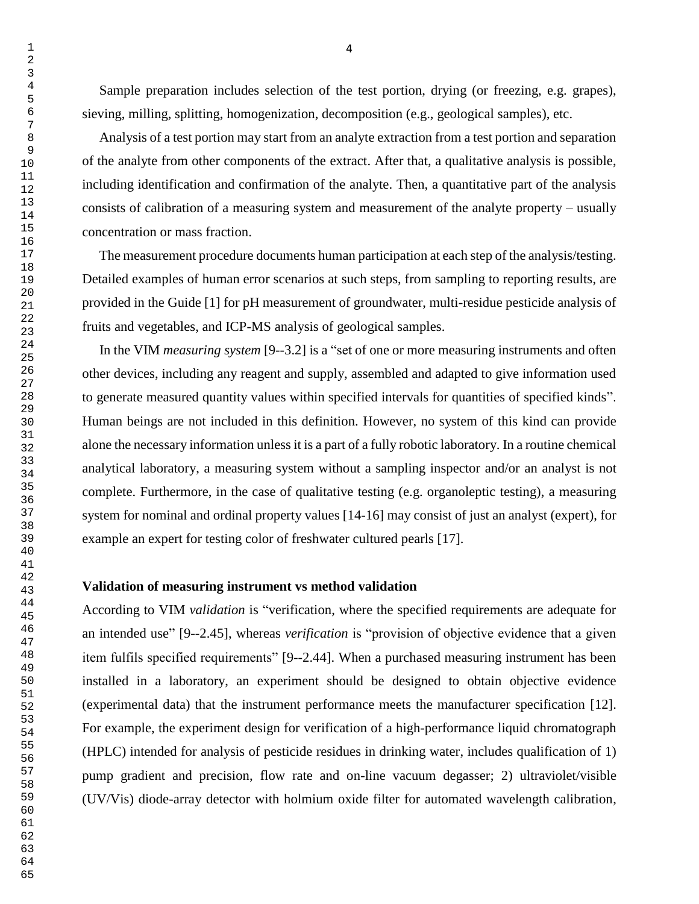Sample preparation includes selection of the test portion, drying (or freezing, e.g. grapes), sieving, milling, splitting, homogenization, decomposition (e.g., geological samples), etc.

Analysis of a test portion may start from an analyte extraction from a test portion and separation of the analyte from other components of the extract. After that, a qualitative analysis is possible, including identification and confirmation of the analyte. Then, a quantitative part of the analysis consists of calibration of a measuring system and measurement of the analyte property – usually concentration or mass fraction.

The measurement procedure documents human participation at each step of the analysis/testing. Detailed examples of human error scenarios at such steps, from sampling to reporting results, are provided in the Guide [1] for pH measurement of groundwater, multi-residue pesticide analysis of fruits and vegetables, and ICP-MS analysis of geological samples.

In the VIM *measuring system* [9--3.2] is a "set of one or more measuring instruments and often other devices, including any reagent and supply, assembled and adapted to give information used to generate measured quantity values within specified intervals for quantities of specified kinds". Human beings are not included in this definition. However, no system of this kind can provide alone the necessary information unless it is a part of a fully robotic laboratory. In a routine chemical analytical laboratory, a measuring system without a sampling inspector and/or an analyst is not complete. Furthermore, in the case of qualitative testing (e.g. organoleptic testing), a measuring system for nominal and ordinal property values [14-16] may consist of just an analyst (expert), for example an expert for testing color of freshwater cultured pearls [17].

**Validation of measuring instrument vs method validation**

According to VIM *validation* is "verification, where the specified requirements are adequate for an intended use" [9--2.45], whereas *verification* is "provision of objective evidence that a given item fulfils specified requirements" [9--2.44]. When a purchased measuring instrument has been installed in a laboratory, an experiment should be designed to obtain objective evidence (experimental data) that the instrument performance meets the manufacturer specification [12]. For example, the experiment design for verification of a high-performance liquid chromatograph (HPLC) intended for analysis of pesticide residues in drinking water, includes qualification of 1) pump gradient and precision, flow rate and on-line vacuum degasser; 2) ultraviolet/visible (UV/Vis) diode-array detector with holmium oxide filter for automated wavelength calibration,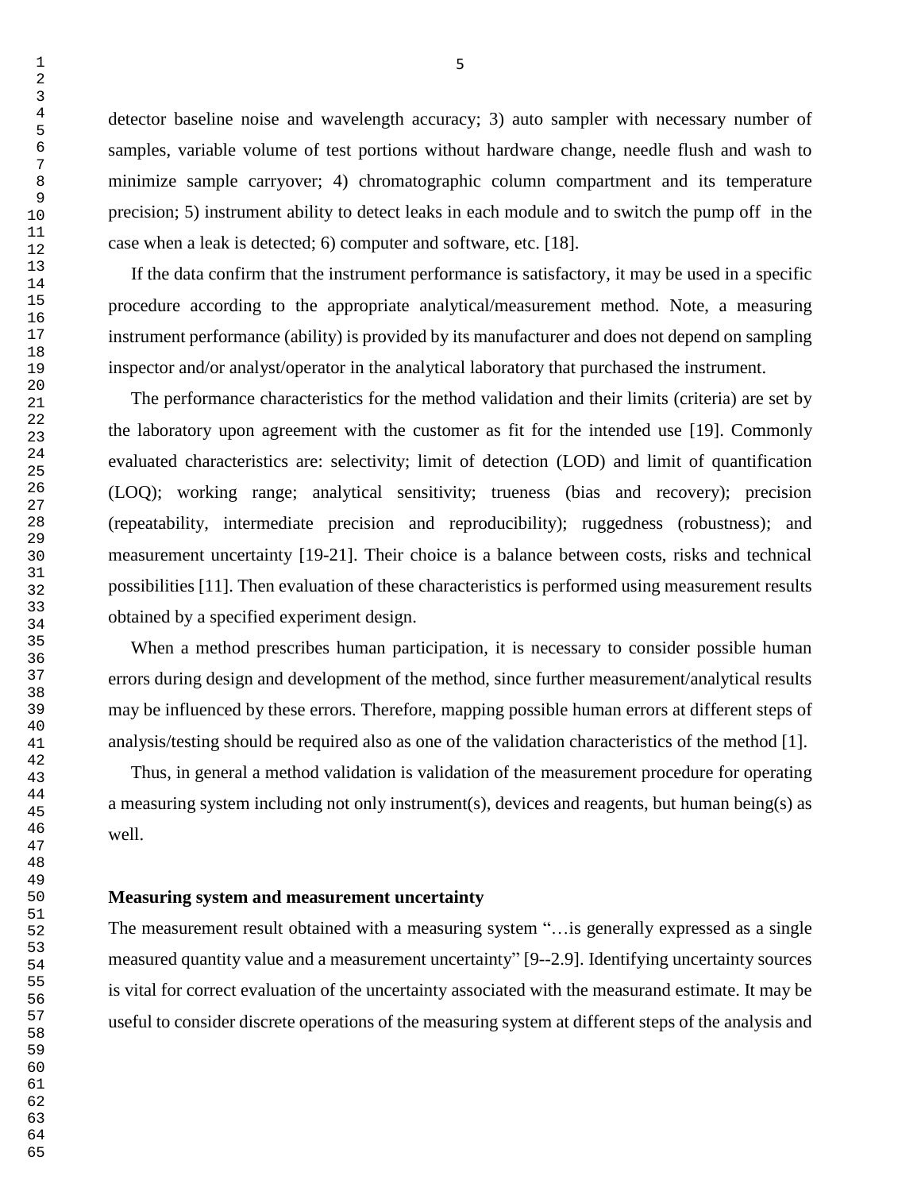detector baseline noise and wavelength accuracy; 3) auto sampler with necessary number of samples, variable volume of test portions without hardware change, needle flush and wash to minimize sample carryover; 4) chromatographic column compartment and its temperature precision; 5) instrument ability to detect leaks in each module and to switch the pump off in the case when a leak is detected; 6) computer and software, etc. [18].

If the data confirm that the instrument performance is satisfactory, it may be used in a specific procedure according to the appropriate analytical/measurement method. Note, a measuring instrument performance (ability) is provided by its manufacturer and does not depend on sampling inspector and/or analyst/operator in the analytical laboratory that purchased the instrument.

The performance characteristics for the method validation and their limits (criteria) are set by the laboratory upon agreement with the customer as fit for the intended use [19]. Commonly evaluated characteristics are: selectivity; limit of detection (LOD) and limit of quantification (LOQ); working range; analytical sensitivity; trueness (bias and recovery); precision (repeatability, intermediate precision and reproducibility); ruggedness (robustness); and measurement uncertainty [19-21]. Their choice is a balance between costs, risks and technical possibilities [11]. Then evaluation of these characteristics is performed using measurement results obtained by a specified experiment design.

When a method prescribes human participation, it is necessary to consider possible human errors during design and development of the method, since further measurement/analytical results may be influenced by these errors. Therefore, mapping possible human errors at different steps of analysis/testing should be required also as one of the validation characteristics of the method [1].

Thus, in general a method validation is validation of the measurement procedure for operating a measuring system including not only instrument(s), devices and reagents, but human being(s) as well.

**Measuring system and measurement uncertainty**

The measurement result obtained with a measuring system "…is generally expressed as a single measured quantity value and a measurement uncertainty" [9--2.9]. Identifying uncertainty sources is vital for correct evaluation of the uncertainty associated with the measurand estimate. It may be useful to consider discrete operations of the measuring system at different steps of the analysis and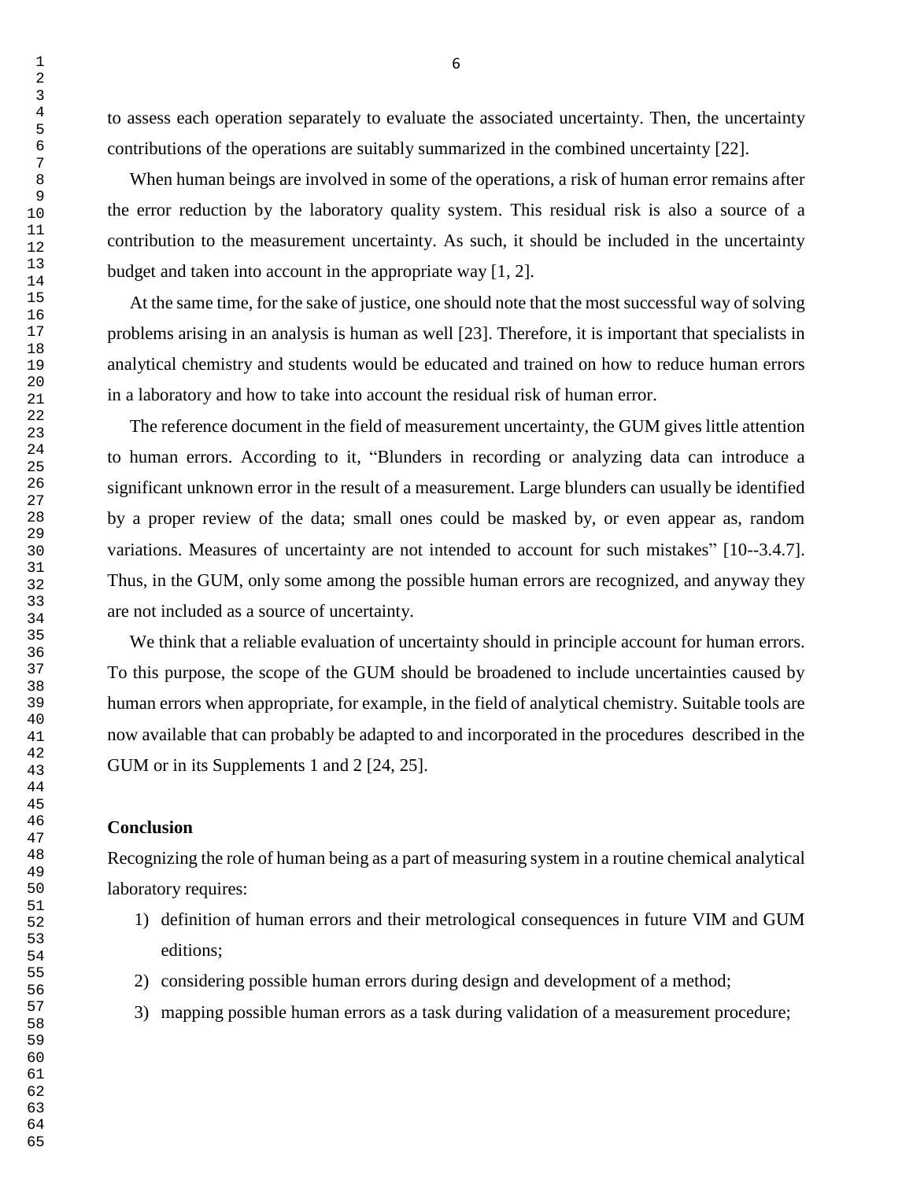to assess each operation separately to evaluate the associated uncertainty. Then, the uncertainty contributions of the operations are suitably summarized in the combined uncertainty [22].

When human beings are involved in some of the operations, a risk of human error remains after the error reduction by the laboratory quality system. This residual risk is also a source of a contribution to the measurement uncertainty. As such, it should be included in the uncertainty budget and taken into account in the appropriate way [1, 2].

At the same time, for the sake of justice, one should note that the most successful way of solving problems arising in an analysis is human as well [23]. Therefore, it is important that specialists in analytical chemistry and students would be educated and trained on how to reduce human errors in a laboratory and how to take into account the residual risk of human error.

The reference document in the field of measurement uncertainty, the GUM gives little attention to human errors. According to it, "Blunders in recording or analyzing data can introduce a significant unknown error in the result of a measurement. Large blunders can usually be identified by a proper review of the data; small ones could be masked by, or even appear as, random variations. Measures of uncertainty are not intended to account for such mistakes" [10--3.4.7]. Thus, in the GUM, only some among the possible human errors are recognized, and anyway they are not included as a source of uncertainty.

We think that a reliable evaluation of uncertainty should in principle account for human errors. To this purpose, the scope of the GUM should be broadened to include uncertainties caused by human errors when appropriate, for example, in the field of analytical chemistry. Suitable tools are now available that can probably be adapted to and incorporated in the procedures described in the GUM or in its Supplements 1 and 2 [24, 25].

## Conclusion

Recognizing the role of human being as a part of measuring system in a routine chemical analytical laboratory requires:

1) definition of human errors and their metrological consequences in future VIM and GUM editions;
2) considering possible human errors during design and development of a method;
3) mapping possible human errors as a task during validation of a measurement procedure;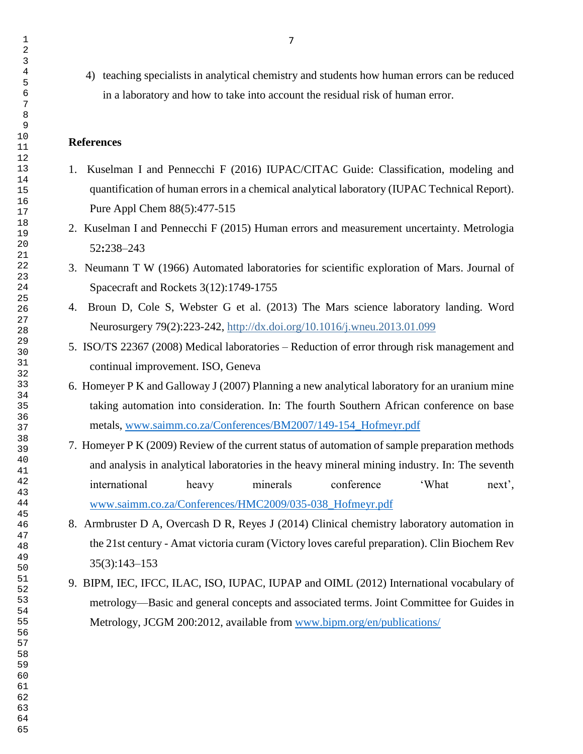4) teaching specialists in analytical chemistry and students how human errors can be reduced in a laboratory and how to take into account the residual risk of human error.

## References

1. Kuselman I and Pennecchi F (2016) IUPAC/CITAC Guide: Classification, modeling and quantification of human errors in a chemical analytical laboratory (IUPAC Technical Report). Pure Appl Chem 88(5):477-515
2. Kuselman I and Pennecchi F (2015) Human errors and measurement uncertainty. Metrologia 52**:**238–243
3. Neumann T W (1966) Automated laboratories for scientific exploration of Mars. Journal of Spacecraft and Rockets 3(12):1749-1755
4. Broun D, Cole S, Webster G et al. (2013) The Mars science laboratory landing. Word Neurosurgery 79(2):223-242, http://dx.doi.org/10.1016/j.wneu.2013.01.099
5. ISO/TS 22367 (2008) Medical laboratories – Reduction of error through risk management and continual improvement. ISO, Geneva
6. Homeyer P K and Galloway J (2007) Planning a new analytical laboratory for an uranium mine taking automation into consideration. In: The fourth Southern African conference on base metals, www.saimm.co.za/Conferences/BM2007/149-154_Hofmeyr.pdf
7. Homeyer P K (2009) Review of the current status of automation of sample preparation methods and analysis in analytical laboratories in the heavy mineral mining industry. In: The seventh international heavy minerals conference 'What next', www.saimm.co.za/Conferences/HMC2009/035-038_Hofmeyr.pdf
8. Armbruster D A, Overcash D R, Reyes J (2014) Clinical chemistry laboratory automation in the 21st century - Amat victoria curam (Victory loves careful preparation). Clin Biochem Rev 35(3):143–153
9. BIPM, IEC, IFCC, ILAC, ISO, IUPAC, IUPAP and OIML (2012) International vocabulary of metrology—Basic and general concepts and associated terms. Joint Committee for Guides in Metrology, JCGM 200:2012, available from www.bipm.org/en/publications/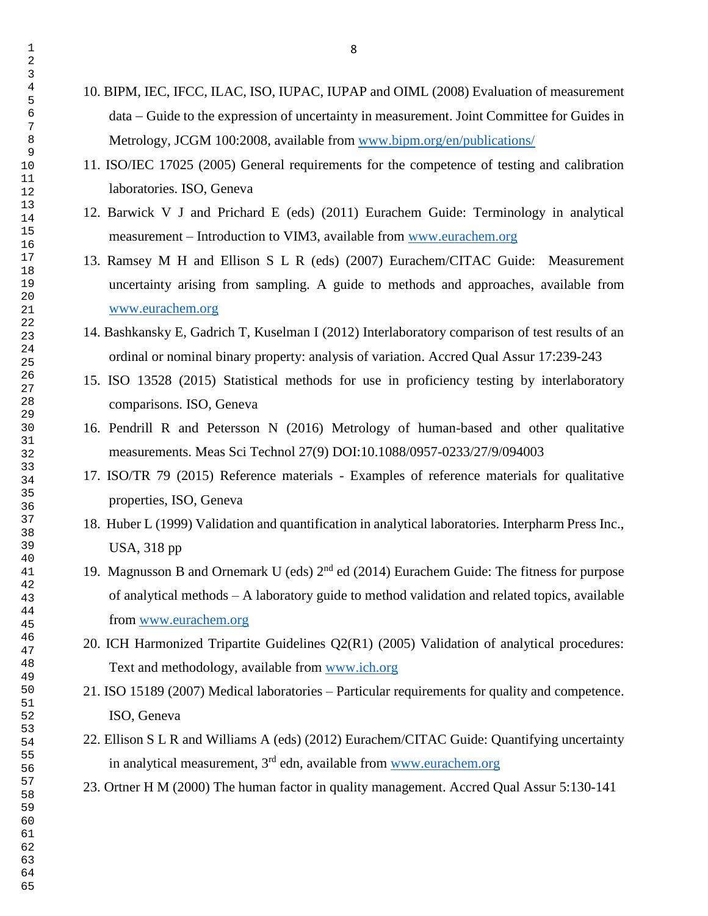10. BIPM, IEC, IFCC, ILAC, ISO, IUPAC, IUPAP and OIML (2008) Evaluation of measurement data – Guide to the expression of uncertainty in measurement. Joint Committee for Guides in Metrology, JCGM 100:2008, available from www.bipm.org/en/publications/

11. ISO/IEC 17025 (2005) General requirements for the competence of testing and calibration laboratories. ISO, Geneva

12. Barwick V J and Prichard E (eds) (2011) Eurachem Guide: Terminology in analytical measurement – Introduction to VIM3, available from www.eurachem.org

13. Ramsey M H and Ellison S L R (eds) (2007) Eurachem/CITAC Guide: Measurement uncertainty arising from sampling. A guide to methods and approaches, available from www.eurachem.org

14. Bashkansky E, Gadrich T, Kuselman I (2012) Interlaboratory comparison of test results of an ordinal or nominal binary property: analysis of variation. Accred Qual Assur 17:239-243

15. ISO 13528 (2015) Statistical methods for use in proficiency testing by interlaboratory comparisons. ISO, Geneva

16. Pendrill R and Petersson N (2016) Metrology of human-based and other qualitative measurements. Meas Sci Technol 27(9) DOI:10.1088/0957-0233/27/9/094003

17. ISO/TR 79 (2015) Reference materials - Examples of reference materials for qualitative properties, ISO, Geneva

18. Huber L (1999) Validation and quantification in analytical laboratories. Interpharm Press Inc., USA, 318 pp

19. Magnusson B and Ornemark U (eds) 2nd ed (2014) Eurachem Guide: The fitness for purpose of analytical methods – A laboratory guide to method validation and related topics, available from www.eurachem.org

20. ICH Harmonized Tripartite Guidelines Q2(R1) (2005) Validation of analytical procedures: Text and methodology, available from www.ich.org

21. ISO 15189 (2007) Medical laboratories – Particular requirements for quality and competence. ISO, Geneva

22. Ellison S L R and Williams A (eds) (2012) Eurachem/CITAC Guide: Quantifying uncertainty in analytical measurement, 3rd edn, available from www.eurachem.org

23. Ortner H M (2000) The human factor in quality management. Accred Qual Assur 5:130-141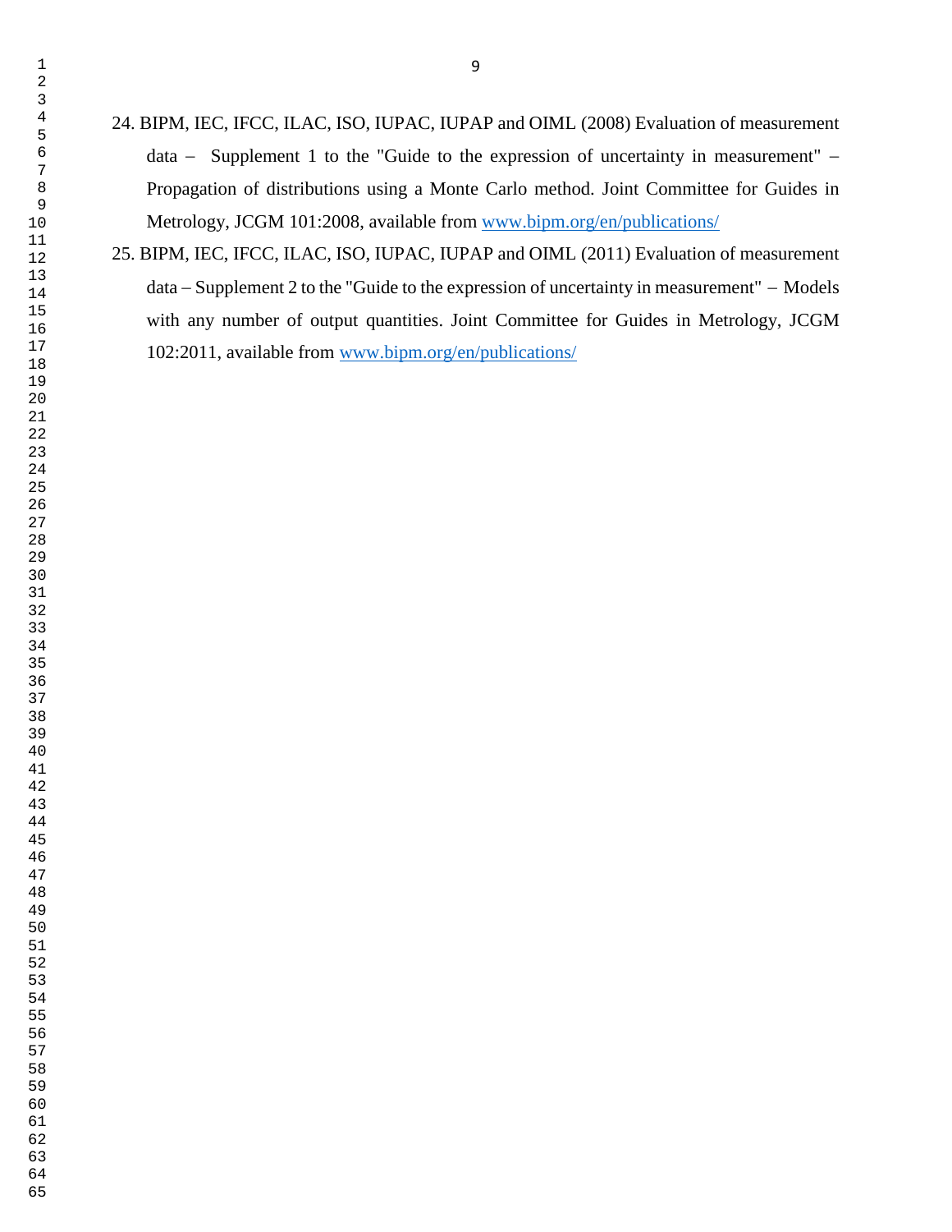24. BIPM, IEC, IFCC, ILAC, ISO, IUPAC, IUPAP and OIML (2008) Evaluation of measurement data – Supplement 1 to the "Guide to the expression of uncertainty in measurement" – Propagation of distributions using a Monte Carlo method. Joint Committee for Guides in Metrology, JCGM 101:2008, available from [www.bipm.org/en/publications/](www.bipm.org/en/publications/)
25. BIPM, IEC, IFCC, ILAC, ISO, IUPAC, IUPAP and OIML (2011) Evaluation of measurement data – Supplement 2 to the "Guide to the expression of uncertainty in measurement" – Models with any number of output quantities. Joint Committee for Guides in Metrology, JCGM 102:2011, available from [www.bipm.org/en/publications/](www.bipm.org/en/publications/)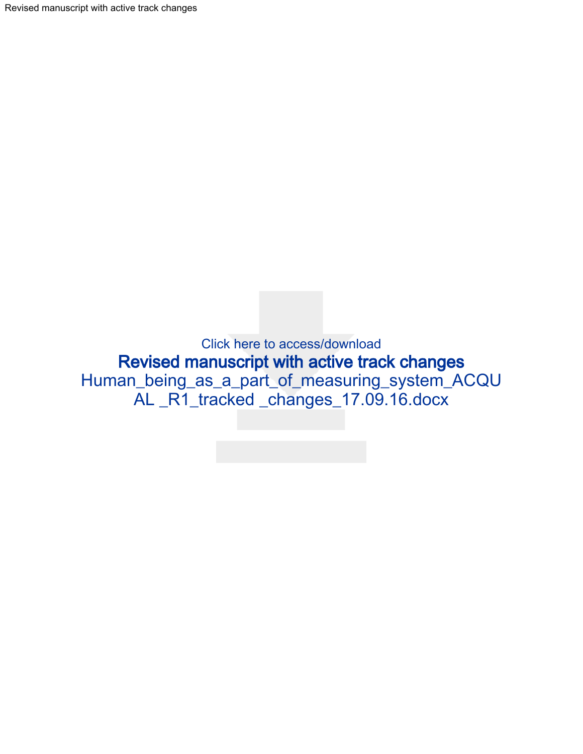Revised manuscript with active track changes

Click here to access/download

**Revised manuscript with active track changes**

Human_being_as_a_part_of_measuring_system_ACQUAL _R1_tracked _changes_17.09.16.docx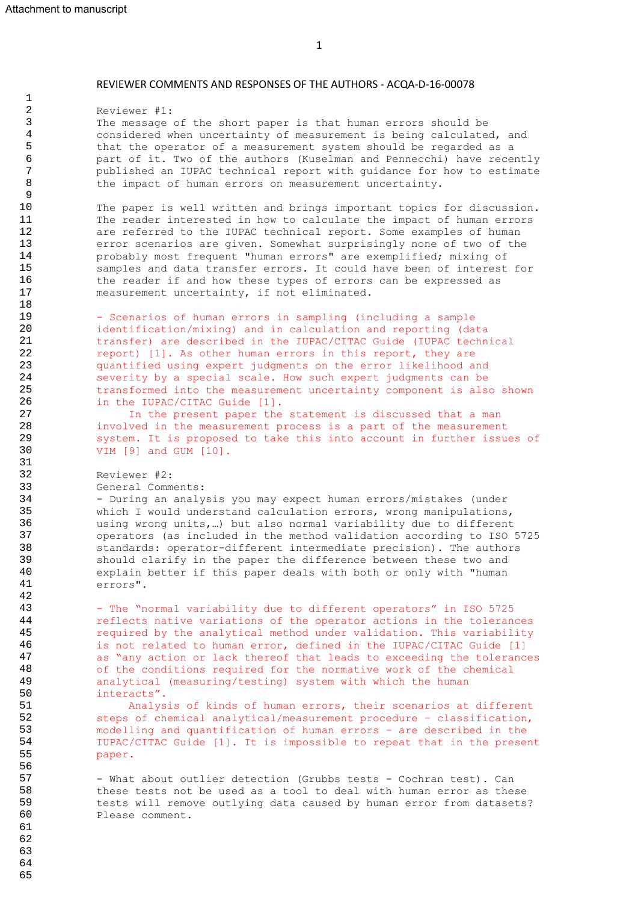Attachment to manuscript

REVIEWER COMMENTS AND RESPONSES OF THE AUTHORS - ACQA-D-16-00078

Reviewer #1:
The message of the short paper is that human errors should be considered when uncertainty of measurement is being calculated, and that the operator of a measurement system should be regarded as a part of it. Two of the authors (Kuselman and Pennecchi) have recently published an IUPAC technical report with guidance for how to estimate the impact of human errors on measurement uncertainty.

The paper is well written and brings important topics for discussion. The reader interested in how to calculate the impact of human errors are referred to the IUPAC technical report. Some examples of human error scenarios are given. Somewhat surprisingly none of two of the probably most frequent "human errors" are exemplified; mixing of samples and data transfer errors. It could have been of interest for the reader if and how these types of errors can be expressed as measurement uncertainty, if not eliminated.

- Scenarios of human errors in sampling (including a sample identification/mixing) and in calculation and reporting (data transfer) are described in the IUPAC/CITAC Guide (IUPAC technical report) [1]. As other human errors in this report, they are quantified using expert judgments on the error likelihood and severity by a special scale. How such expert judgments can be transformed into the measurement uncertainty component is also shown in the IUPAC/CITAC Guide [1].

In the present paper the statement is discussed that a man involved in the measurement process is a part of the measurement system. It is proposed to take this into account in further issues of VIM [9] and GUM [10].

Reviewer #2:
General Comments:
- During an analysis you may expect human errors/mistakes (under which I would understand calculation errors, wrong manipulations, using wrong units,…) but also normal variability due to different operators (as included in the method validation according to ISO 5725 standards: operator-different intermediate precision). The authors should clarify in the paper the difference between these two and explain better if this paper deals with both or only with "human errors".

- The "normal variability due to different operators" in ISO 5725 reflects native variations of the operator actions in the tolerances required by the analytical method under validation. This variability is not related to human error, defined in the IUPAC/CITAC Guide [1] as "any action or lack thereof that leads to exceeding the tolerances of the conditions required for the normative work of the chemical analytical (measuring/testing) system with which the human interacts".

Analysis of kinds of human errors, their scenarios at different steps of chemical analytical/measurement procedure – classification, modelling and quantification of human errors – are described in the IUPAC/CITAC Guide [1]. It is impossible to repeat that in the present paper.

- What about outlier detection (Grubbs tests - Cochran test). Can these tests not be used as a tool to deal with human error as these tests will remove outlying data caused by human error from datasets? Please comment.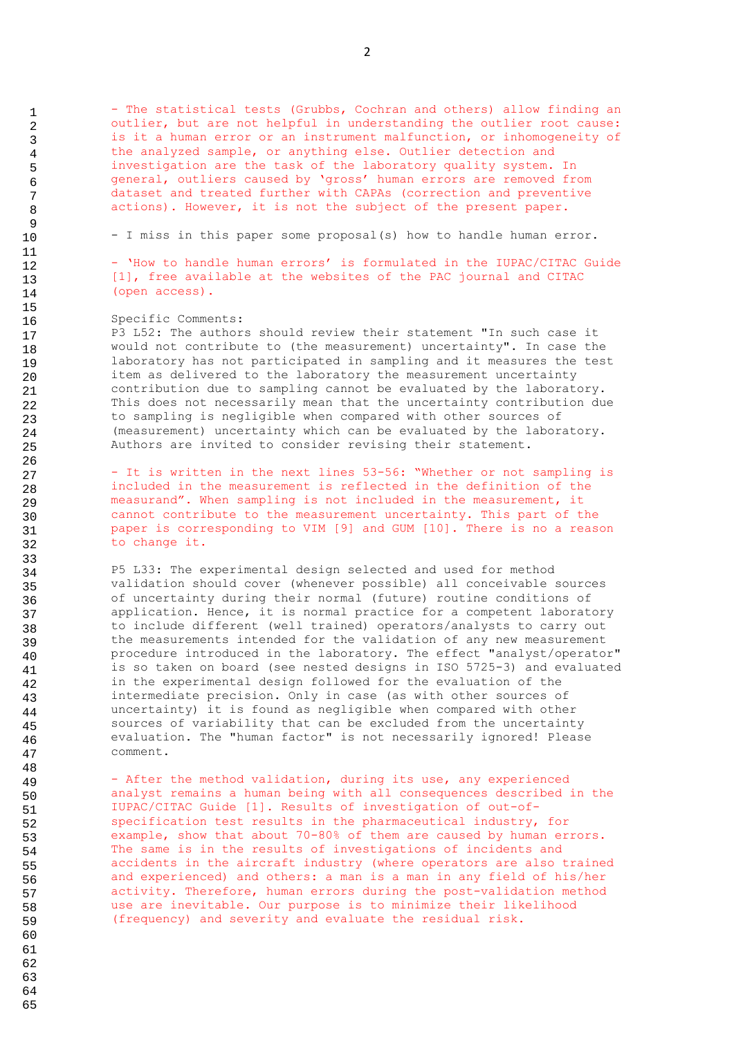- The statistical tests (Grubbs, Cochran and others) allow finding an outlier, but are not helpful in understanding the outlier root cause: is it a human error or an instrument malfunction, or inhomogeneity of the analyzed sample, or anything else. Outlier detection and investigation are the task of the laboratory quality system. In general, outliers caused by 'gross' human errors are removed from dataset and treated further with CAPAs (correction and preventive actions). However, it is not the subject of the present paper.

- I miss in this paper some proposal(s) how to handle human error.

- 'How to handle human errors' is formulated in the IUPAC/CITAC Guide [1], free available at the websites of the PAC journal and CITAC (open access).

Specific Comments:
P3 L52: The authors should review their statement "In such case it would not contribute to (the measurement) uncertainty". In case the laboratory has not participated in sampling and it measures the test item as delivered to the laboratory the measurement uncertainty contribution due to sampling cannot be evaluated by the laboratory. This does not necessarily mean that the uncertainty contribution due to sampling is negligible when compared with other sources of (measurement) uncertainty which can be evaluated by the laboratory. Authors are invited to consider revising their statement.

- It is written in the next lines 53-56: "Whether or not sampling is included in the measurement is reflected in the definition of the measurand". When sampling is not included in the measurement, it cannot contribute to the measurement uncertainty. This part of the paper is corresponding to VIM [9] and GUM [10]. There is no a reason to change it.

P5 L33: The experimental design selected and used for method validation should cover (whenever possible) all conceivable sources of uncertainty during their normal (future) routine conditions of application. Hence, it is normal practice for a competent laboratory to include different (well trained) operators/analysts to carry out the measurements intended for the validation of any new measurement procedure introduced in the laboratory. The effect "analyst/operator" is so taken on board (see nested designs in ISO 5725-3) and evaluated in the experimental design followed for the evaluation of the intermediate precision. Only in case (as with other sources of uncertainty) it is found as negligible when compared with other sources of variability that can be excluded from the uncertainty evaluation. The "human factor" is not necessarily ignored! Please comment.

- After the method validation, during its use, any experienced analyst remains a human being with all consequences described in the IUPAC/CITAC Guide [1]. Results of investigation of out-of-specification test results in the pharmaceutical industry, for example, show that about 70-80% of them are caused by human errors. The same is in the results of investigations of incidents and accidents in the aircraft industry (where operators are also trained and experienced) and others: a man is a man in any field of his/her activity. Therefore, human errors during the post-validation method use are inevitable. Our purpose is to minimize their likelihood (frequency) and severity and evaluate the residual risk.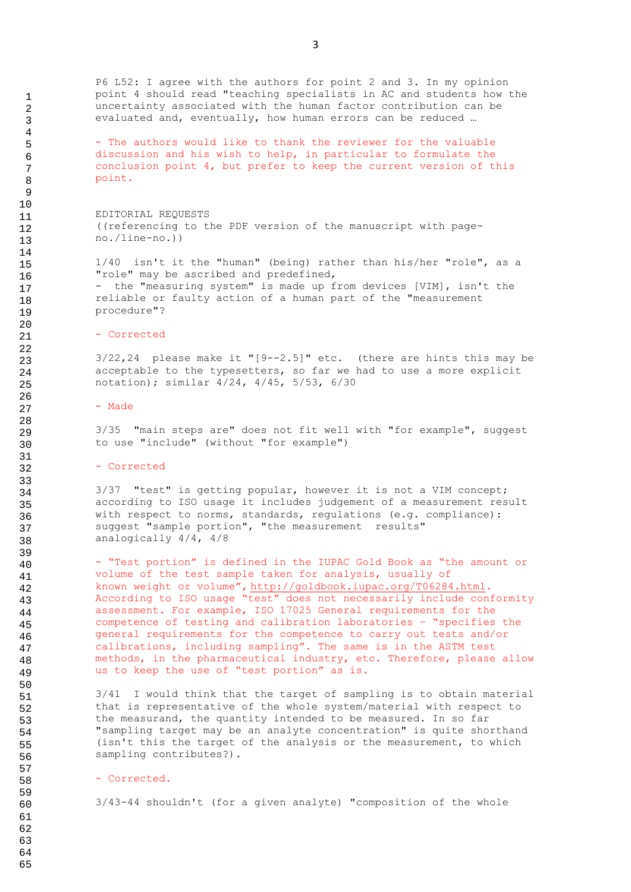P6 L52: I agree with the authors for point 2 and 3. In my opinion point 4 should read "teaching specialists in AC and students how the uncertainty associated with the human factor contribution can be evaluated and, eventually, how human errors can be reduced …

- The authors would like to thank the reviewer for the valuable discussion and his wish to help, in particular to formulate the conclusion point 4, but prefer to keep the current version of this point.

EDITORIAL REQUESTS
((referencing to the PDF version of the manuscript with page-no./line-no.))

1/40 isn't it the "human" (being) rather than his/her "role", as a "role" may be ascribed and predefined,
- the "measuring system" is made up from devices [VIM], isn't the reliable or faulty action of a human part of the "measurement procedure"?

- Corrected

3/22,24 please make it "[9--2.5]" etc. (there are hints this may be acceptable to the typesetters, so far we had to use a more explicit notation); similar 4/24, 4/45, 5/53, 6/30

- Made

3/35 "main steps are" does not fit well with "for example", suggest to use "include" (without "for example")

- Corrected

3/37 "test" is getting popular, however it is not a VIM concept; according to ISO usage it includes judgement of a measurement result with respect to norms, standards, regulations (e.g. compliance): suggest "sample portion", "the measurement results" analogically 4/4, 4/8

- "Test portion" is defined in the IUPAC Gold Book as "the amount or volume of the test sample taken for analysis, usually of known weight or volume", http://goldbook.iupac.org/T06284.html. According to ISO usage "test" does not necessarily include conformity assessment. For example, ISO 17025 General requirements for the competence of testing and calibration laboratories - "specifies the general requirements for the competence to carry out tests and/or calibrations, including sampling". The same is in the ASTM test methods, in the pharmaceutical industry, etc. Therefore, please allow us to keep the use of "test portion" as is.

3/41 I would think that the target of sampling is to obtain material that is representative of the whole system/material with respect to the measurand, the quantity intended to be measured. In so far "sampling target may be an analyte concentration" is quite shorthand (isn't this the target of the analysis or the measurement, to which sampling contributes?).

- Corrected.

3/43-44 shouldn't (for a given analyte) "composition of the whole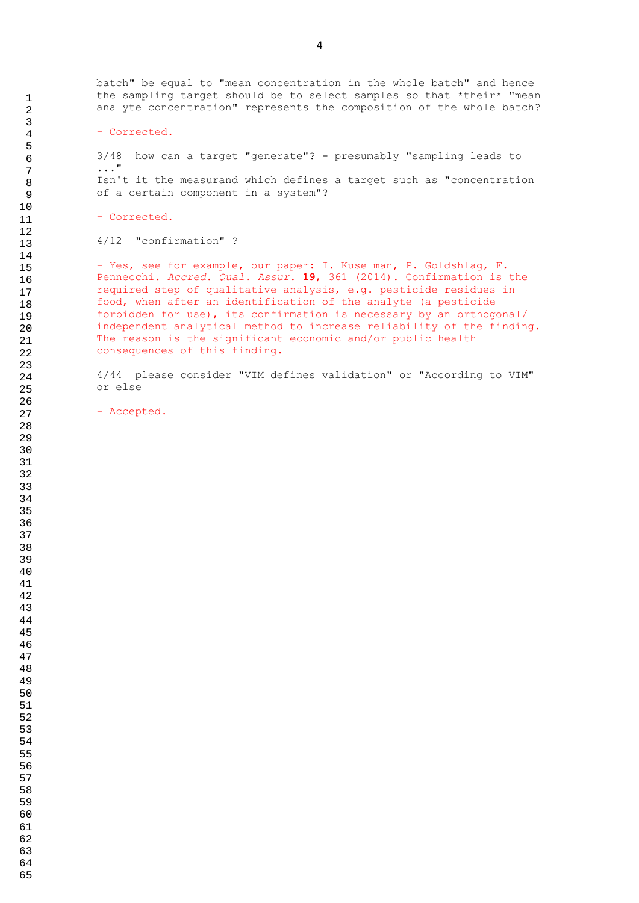batch" be equal to "mean concentration in the whole batch" and hence the sampling target should be to select samples so that *their* "mean analyte concentration" represents the composition of the whole batch?

- Corrected.

3/48 how can a target "generate"? - presumably "sampling leads to ..."
Isn't it the measurand which defines a target such as "concentration of a certain component in a system"?

- Corrected.

4/12 "confirmation" ?

- Yes, see for example, our paper: I. Kuselman, P. Goldshlag, F. Pennecchi. *Accred. Qual. Assur.* **19**, 361 (2014). Confirmation is the required step of qualitative analysis, e.g. pesticide residues in food, when after an identification of the analyte (a pesticide forbidden for use), its confirmation is necessary by an orthogonal/independent analytical method to increase reliability of the finding. The reason is the significant economic and/or public health consequences of this finding.

4/44 please consider "VIM defines validation" or "According to VIM" or else

- Accepted.